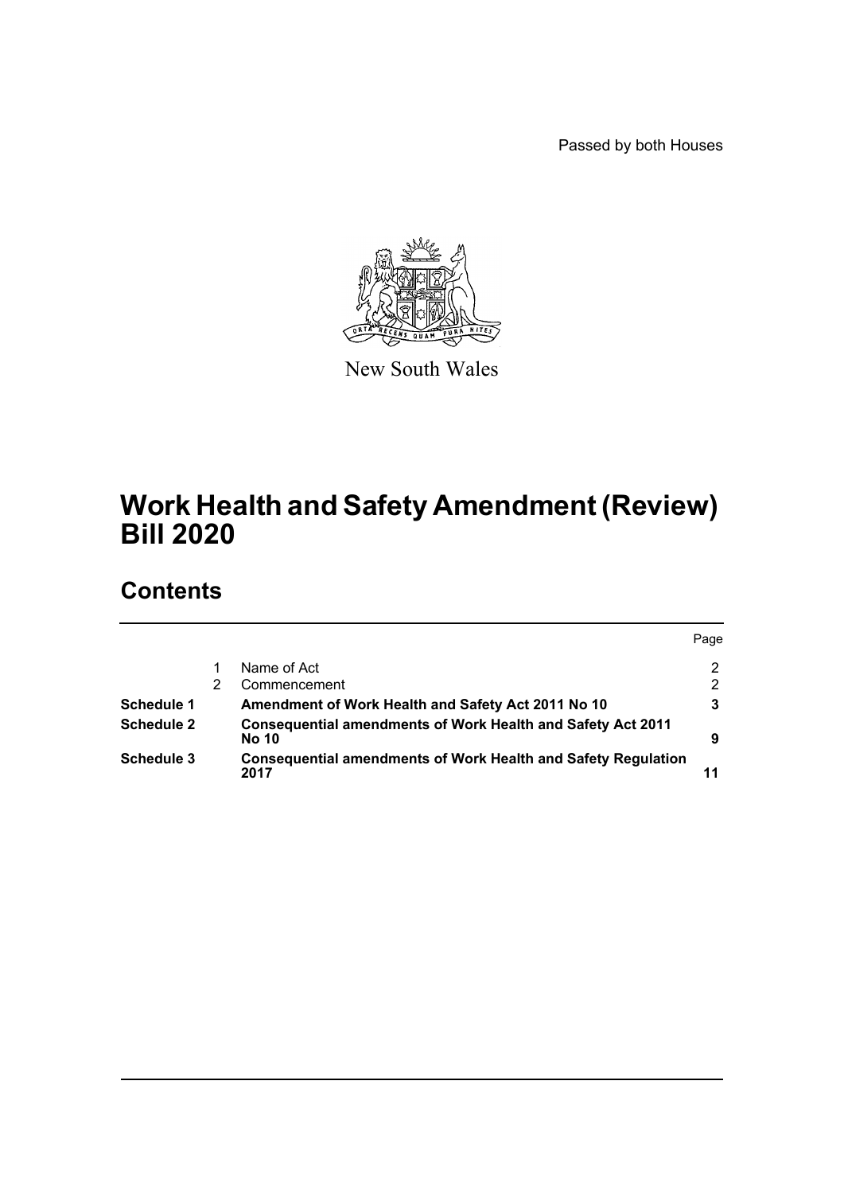Passed by both Houses

New South Wales

# Work Health and Safety Amendment (Review) Bill 2020

## Contents

| | | | Page |
|---|---|---|---|
| | 1 | Name of Act | 2 |
| | 2 | Commencement | 2 |
| **Schedule 1** | | **Amendment of Work Health and Safety Act 2011 No 10** | **3** |
| **Schedule 2** | | **Consequential amendments of Work Health and Safety Act 2011 No 10** | **9** |
| **Schedule 3** | | **Consequential amendments of Work Health and Safety Regulation 2017** | **11** |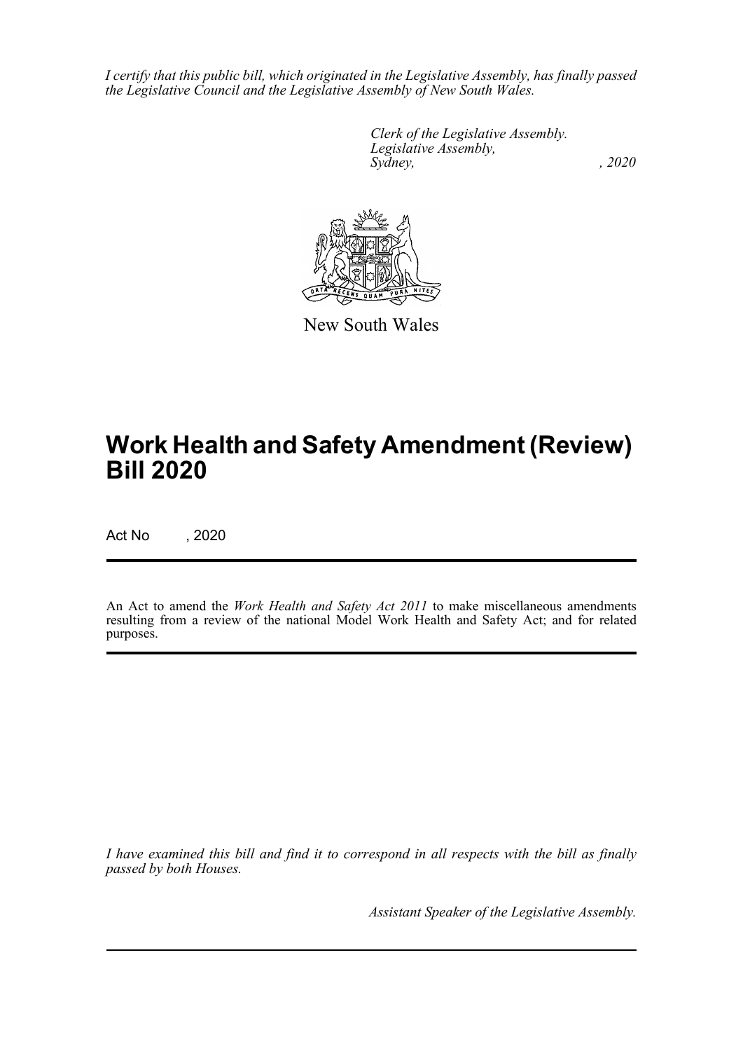*I certify that this public bill, which originated in the Legislative Assembly, has finally passed the Legislative Council and the Legislative Assembly of New South Wales.*

*Clerk of the Legislative Assembly.*
*Legislative Assembly,*
*Sydney, , 2020*

New South Wales

# Work Health and Safety Amendment (Review) Bill 2020

Act No , 2020

An Act to amend the *Work Health and Safety Act 2011* to make miscellaneous amendments resulting from a review of the national Model Work Health and Safety Act; and for related purposes.

*I have examined this bill and find it to correspond in all respects with the bill as finally passed by both Houses.*

*Assistant Speaker of the Legislative Assembly.*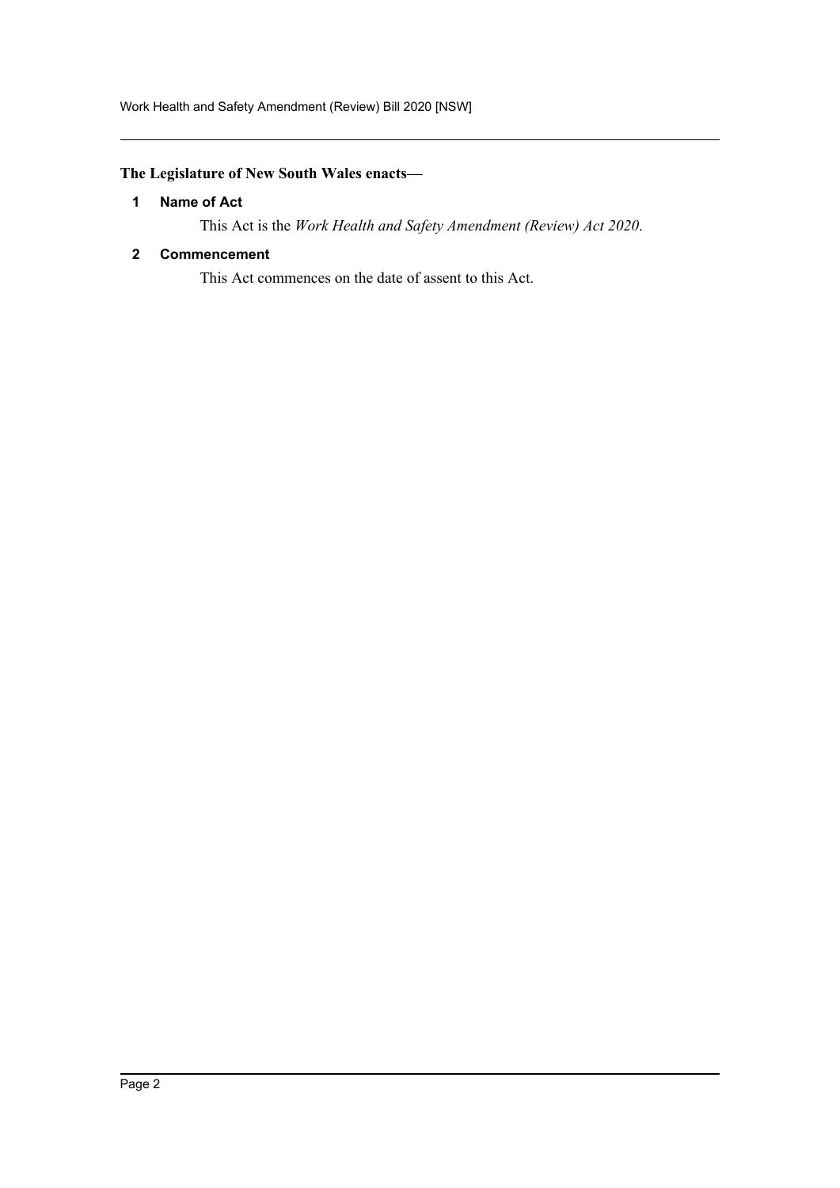**The Legislature of New South Wales enacts—**

### 1 Name of Act

This Act is the *Work Health and Safety Amendment (Review) Act 2020*.

### 2 Commencement

This Act commences on the date of assent to this Act.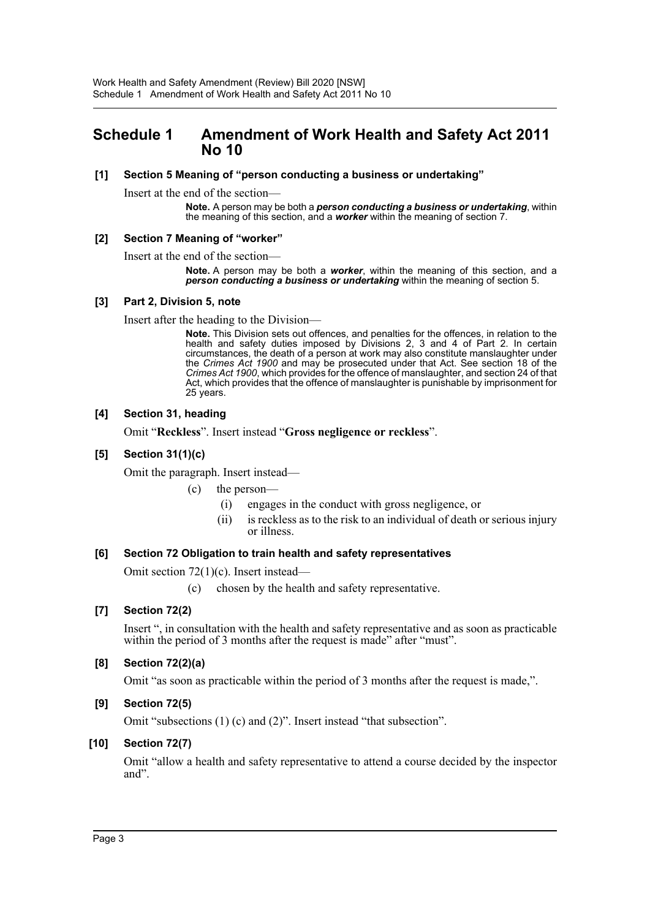# Schedule 1 Amendment of Work Health and Safety Act 2011 No 10

**[1] Section 5 Meaning of "person conducting a business or undertaking"**

Insert at the end of the section—

> **Note.** A person may be both a ***person conducting a business or undertaking***, within the meaning of this section, and a ***worker*** within the meaning of section 7.

**[2] Section 7 Meaning of "worker"**

Insert at the end of the section—

> **Note.** A person may be both a ***worker***, within the meaning of this section, and a ***person conducting a business or undertaking*** within the meaning of section 5.

**[3] Part 2, Division 5, note**

Insert after the heading to the Division—

> **Note.** This Division sets out offences, and penalties for the offences, in relation to the health and safety duties imposed by Divisions 2, 3 and 4 of Part 2. In certain circumstances, the death of a person at work may also constitute manslaughter under the *Crimes Act 1900* and may be prosecuted under that Act. See section 18 of the *Crimes Act 1900*, which provides for the offence of manslaughter, and section 24 of that Act, which provides that the offence of manslaughter is punishable by imprisonment for 25 years.

**[4] Section 31, heading**

Omit "**Reckless**". Insert instead "**Gross negligence or reckless**".

**[5] Section 31(1)(c)**

Omit the paragraph. Insert instead—

> (c) the person—
>
> (i) engages in the conduct with gross negligence, or
>
> (ii) is reckless as to the risk to an individual of death or serious injury or illness.

**[6] Section 72 Obligation to train health and safety representatives**

Omit section 72(1)(c). Insert instead—

> (c) chosen by the health and safety representative.

**[7] Section 72(2)**

Insert ", in consultation with the health and safety representative and as soon as practicable within the period of 3 months after the request is made" after "must".

**[8] Section 72(2)(a)**

Omit "as soon as practicable within the period of 3 months after the request is made,".

**[9] Section 72(5)**

Omit "subsections (1) (c) and (2)". Insert instead "that subsection".

**[10] Section 72(7)**

Omit "allow a health and safety representative to attend a course decided by the inspector and".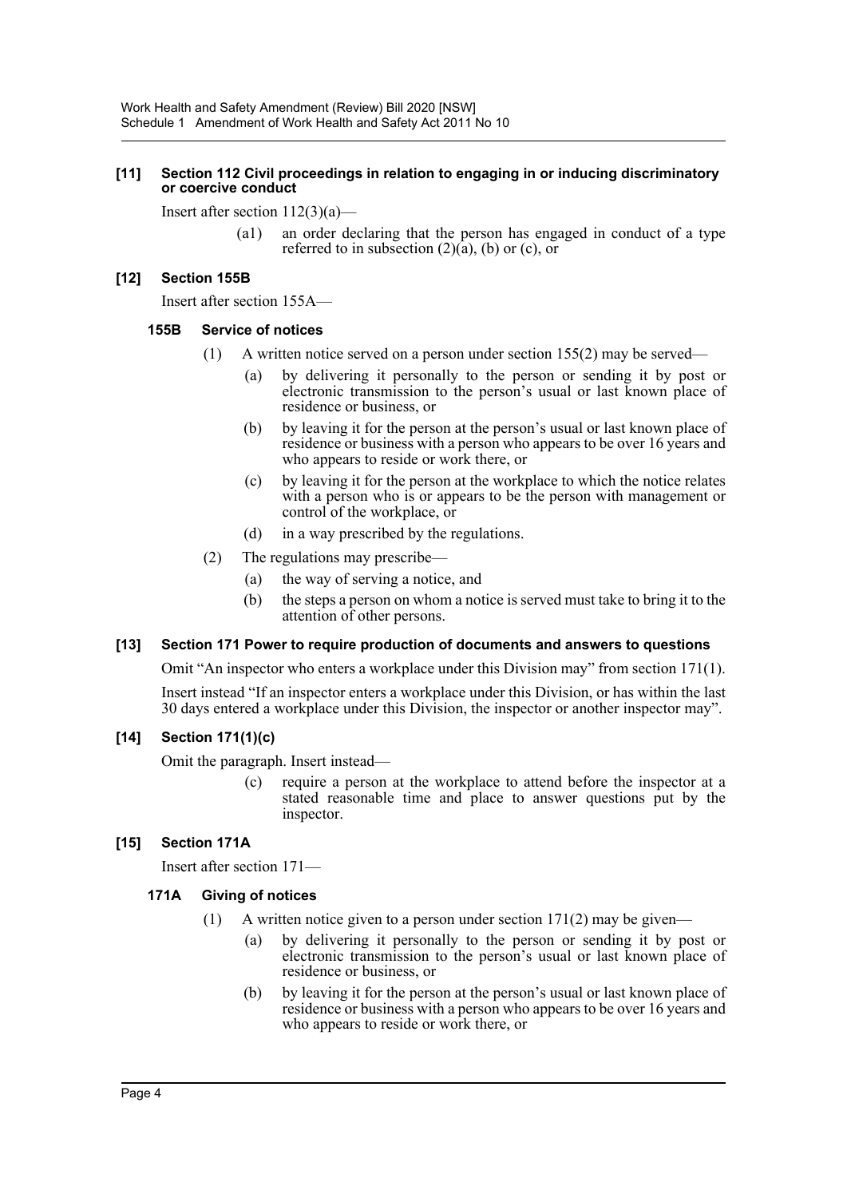**[11] Section 112 Civil proceedings in relation to engaging in or inducing discriminatory or coercive conduct**

Insert after section 112(3)(a)—

(a1) an order declaring that the person has engaged in conduct of a type referred to in subsection (2)(a), (b) or (c), or

**[12] Section 155B**

Insert after section 155A—

**155B Service of notices**

(1) A written notice served on a person under section 155(2) may be served—

(a) by delivering it personally to the person or sending it by post or electronic transmission to the person's usual or last known place of residence or business, or

(b) by leaving it for the person at the person's usual or last known place of residence or business with a person who appears to be over 16 years and who appears to reside or work there, or

(c) by leaving it for the person at the workplace to which the notice relates with a person who is or appears to be the person with management or control of the workplace, or

(d) in a way prescribed by the regulations.

(2) The regulations may prescribe—

(a) the way of serving a notice, and

(b) the steps a person on whom a notice is served must take to bring it to the attention of other persons.

**[13] Section 171 Power to require production of documents and answers to questions**

Omit "An inspector who enters a workplace under this Division may" from section 171(1).

Insert instead "If an inspector enters a workplace under this Division, or has within the last 30 days entered a workplace under this Division, the inspector or another inspector may".

**[14] Section 171(1)(c)**

Omit the paragraph. Insert instead—

(c) require a person at the workplace to attend before the inspector at a stated reasonable time and place to answer questions put by the inspector.

**[15] Section 171A**

Insert after section 171—

**171A Giving of notices**

(1) A written notice given to a person under section 171(2) may be given—

(a) by delivering it personally to the person or sending it by post or electronic transmission to the person's usual or last known place of residence or business, or

(b) by leaving it for the person at the person's usual or last known place of residence or business with a person who appears to be over 16 years and who appears to reside or work there, or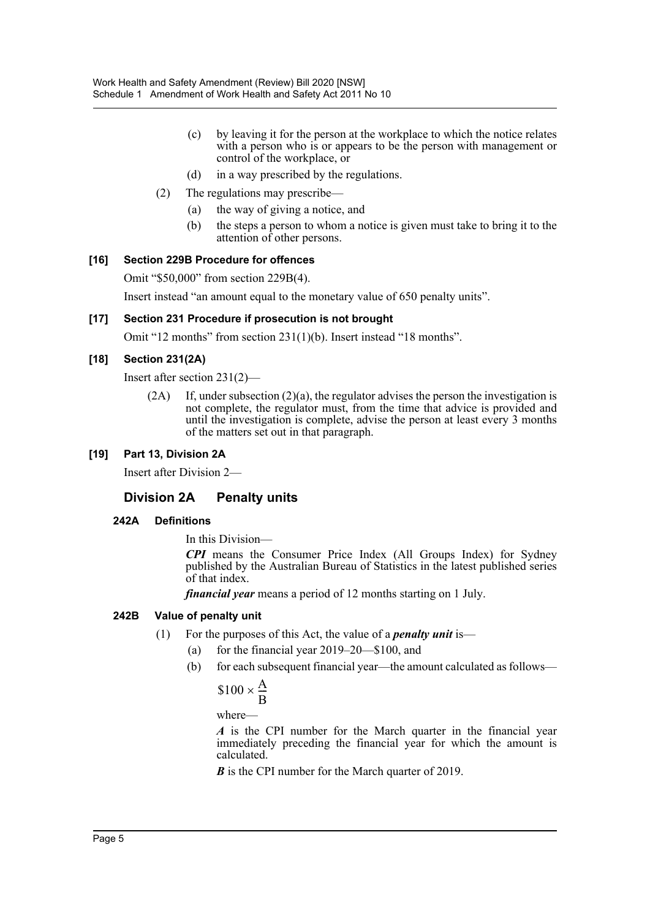(c) by leaving it for the person at the workplace to which the notice relates with a person who is or appears to be the person with management or control of the workplace, or

(d) in a way prescribed by the regulations.

(2) The regulations may prescribe—

(a) the way of giving a notice, and

(b) the steps a person to whom a notice is given must take to bring it to the attention of other persons.

### [16] Section 229B Procedure for offences

Omit "$50,000" from section 229B(4).

Insert instead "an amount equal to the monetary value of 650 penalty units".

### [17] Section 231 Procedure if prosecution is not brought

Omit "12 months" from section 231(1)(b). Insert instead "18 months".

### [18] Section 231(2A)

Insert after section 231(2)—

(2A) If, under subsection (2)(a), the regulator advises the person the investigation is not complete, the regulator must, from the time that advice is provided and until the investigation is complete, advise the person at least every 3 months of the matters set out in that paragraph.

### [19] Part 13, Division 2A

Insert after Division 2—

## Division 2A Penalty units

#### 242A Definitions

In this Division—

***CPI*** means the Consumer Price Index (All Groups Index) for Sydney published by the Australian Bureau of Statistics in the latest published series of that index.

***financial year*** means a period of 12 months starting on 1 July.

#### 242B Value of penalty unit

(1) For the purposes of this Act, the value of a ***penalty unit*** is—

(a) for the financial year 2019–20—$100, and

(b) for each subsequent financial year—the amount calculated as follows—

$$\$100 \times \frac{A}{B}$$

where—

***A*** is the CPI number for the March quarter in the financial year immediately preceding the financial year for which the amount is calculated.

***B*** is the CPI number for the March quarter of 2019.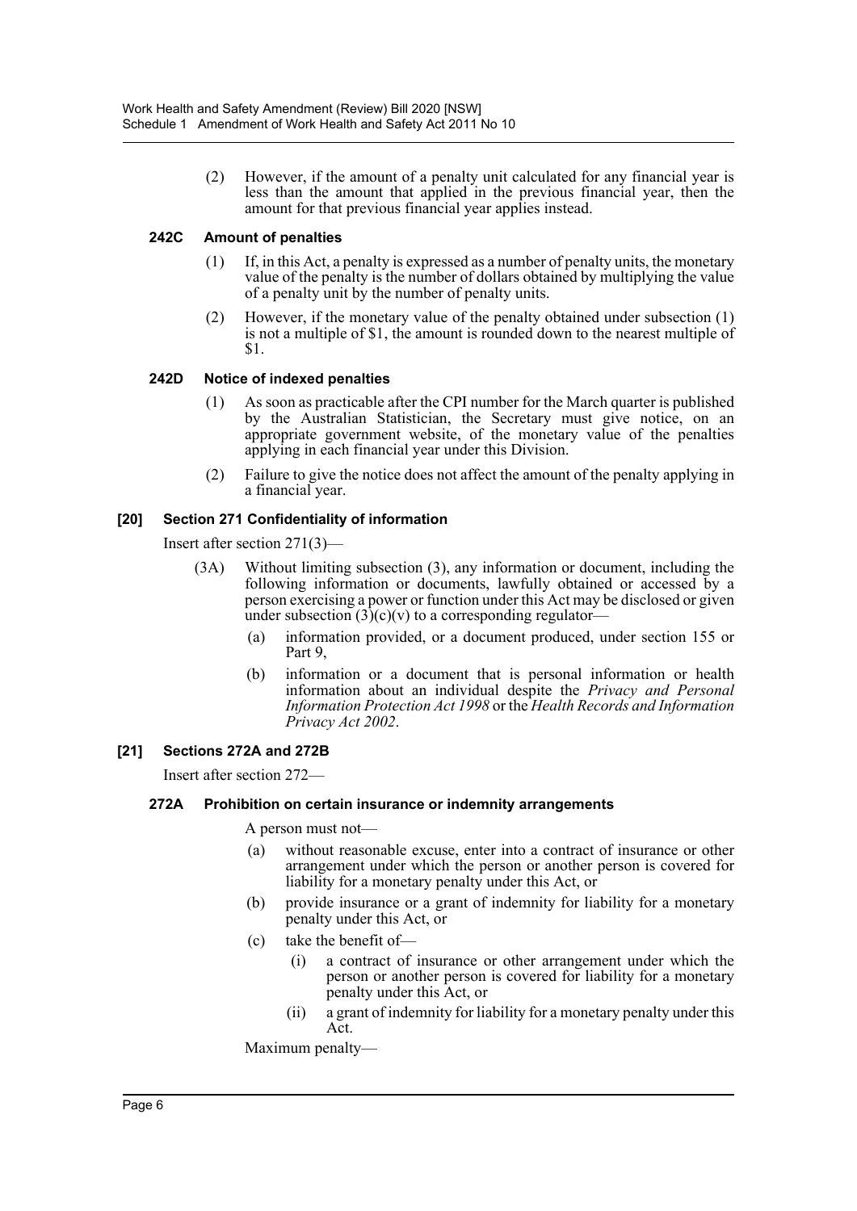(2) However, if the amount of a penalty unit calculated for any financial year is less than the amount that applied in the previous financial year, then the amount for that previous financial year applies instead.

### 242C Amount of penalties

(1) If, in this Act, a penalty is expressed as a number of penalty units, the monetary value of the penalty is the number of dollars obtained by multiplying the value of a penalty unit by the number of penalty units.

(2) However, if the monetary value of the penalty obtained under subsection (1) is not a multiple of $1, the amount is rounded down to the nearest multiple of $1.

### 242D Notice of indexed penalties

(1) As soon as practicable after the CPI number for the March quarter is published by the Australian Statistician, the Secretary must give notice, on an appropriate government website, of the monetary value of the penalties applying in each financial year under this Division.

(2) Failure to give the notice does not affect the amount of the penalty applying in a financial year.

## [20] Section 271 Confidentiality of information

Insert after section 271(3)—

(3A) Without limiting subsection (3), any information or document, including the following information or documents, lawfully obtained or accessed by a person exercising a power or function under this Act may be disclosed or given under subsection (3)(c)(v) to a corresponding regulator—

(a) information provided, or a document produced, under section 155 or Part 9,

(b) information or a document that is personal information or health information about an individual despite the *Privacy and Personal Information Protection Act 1998* or the *Health Records and Information Privacy Act 2002*.

## [21] Sections 272A and 272B

Insert after section 272—

### 272A Prohibition on certain insurance or indemnity arrangements

A person must not—

(a) without reasonable excuse, enter into a contract of insurance or other arrangement under which the person or another person is covered for liability for a monetary penalty under this Act, or

(b) provide insurance or a grant of indemnity for liability for a monetary penalty under this Act, or

(c) take the benefit of—

(i) a contract of insurance or other arrangement under which the person or another person is covered for liability for a monetary penalty under this Act, or

(ii) a grant of indemnity for liability for a monetary penalty under this Act.

Maximum penalty—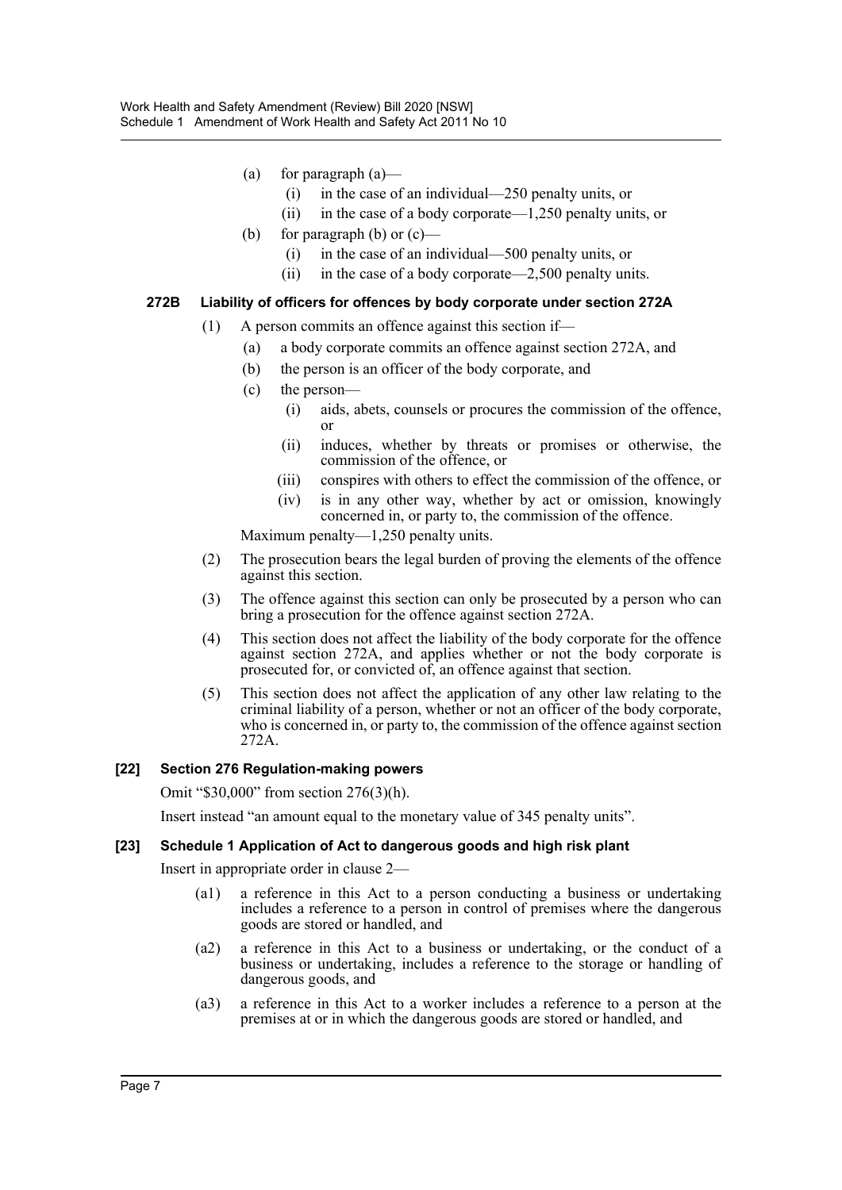(a) for paragraph (a)—

  (i) in the case of an individual—250 penalty units, or

  (ii) in the case of a body corporate—1,250 penalty units, or

(b) for paragraph (b) or (c)—

  (i) in the case of an individual—500 penalty units, or

  (ii) in the case of a body corporate—2,500 penalty units.

**272B Liability of officers for offences by body corporate under section 272A**

(1) A person commits an offence against this section if—

  (a) a body corporate commits an offence against section 272A, and

  (b) the person is an officer of the body corporate, and

  (c) the person—

    (i) aids, abets, counsels or procures the commission of the offence, or

    (ii) induces, whether by threats or promises or otherwise, the commission of the offence, or

    (iii) conspires with others to effect the commission of the offence, or

    (iv) is in any other way, whether by act or omission, knowingly concerned in, or party to, the commission of the offence.

Maximum penalty—1,250 penalty units.

(2) The prosecution bears the legal burden of proving the elements of the offence against this section.

(3) The offence against this section can only be prosecuted by a person who can bring a prosecution for the offence against section 272A.

(4) This section does not affect the liability of the body corporate for the offence against section 272A, and applies whether or not the body corporate is prosecuted for, or convicted of, an offence against that section.

(5) This section does not affect the application of any other law relating to the criminal liability of a person, whether or not an officer of the body corporate, who is concerned in, or party to, the commission of the offence against section 272A.

**[22] Section 276 Regulation-making powers**

Omit "$30,000" from section 276(3)(h).

Insert instead "an amount equal to the monetary value of 345 penalty units".

**[23] Schedule 1 Application of Act to dangerous goods and high risk plant**

Insert in appropriate order in clause 2—

(a1) a reference in this Act to a person conducting a business or undertaking includes a reference to a person in control of premises where the dangerous goods are stored or handled, and

(a2) a reference in this Act to a business or undertaking, or the conduct of a business or undertaking, includes a reference to the storage or handling of dangerous goods, and

(a3) a reference in this Act to a worker includes a reference to a person at the premises at or in which the dangerous goods are stored or handled, and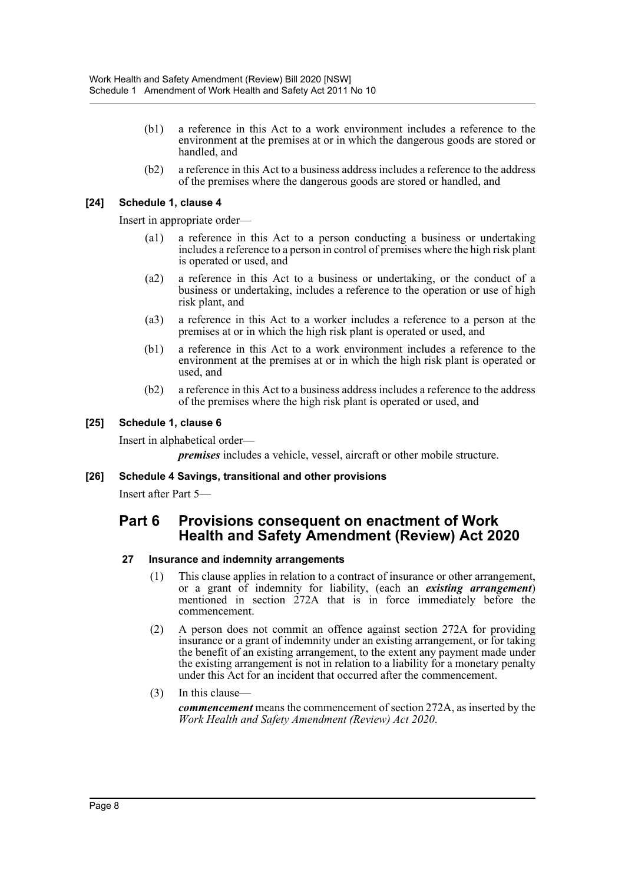(b1) a reference in this Act to a work environment includes a reference to the environment at the premises at or in which the dangerous goods are stored or handled, and

(b2) a reference in this Act to a business address includes a reference to the address of the premises where the dangerous goods are stored or handled, and

### [24] Schedule 1, clause 4

Insert in appropriate order—

(a1) a reference in this Act to a person conducting a business or undertaking includes a reference to a person in control of premises where the high risk plant is operated or used, and

(a2) a reference in this Act to a business or undertaking, or the conduct of a business or undertaking, includes a reference to the operation or use of high risk plant, and

(a3) a reference in this Act to a worker includes a reference to a person at the premises at or in which the high risk plant is operated or used, and

(b1) a reference in this Act to a work environment includes a reference to the environment at the premises at or in which the high risk plant is operated or used, and

(b2) a reference in this Act to a business address includes a reference to the address of the premises where the high risk plant is operated or used, and

### [25] Schedule 1, clause 6

Insert in alphabetical order—

***premises*** includes a vehicle, vessel, aircraft or other mobile structure.

### [26] Schedule 4 Savings, transitional and other provisions

Insert after Part 5—

## Part 6 Provisions consequent on enactment of Work Health and Safety Amendment (Review) Act 2020

### 27 Insurance and indemnity arrangements

(1) This clause applies in relation to a contract of insurance or other arrangement, or a grant of indemnity for liability, (each an ***existing arrangement***) mentioned in section 272A that is in force immediately before the commencement.

(2) A person does not commit an offence against section 272A for providing insurance or a grant of indemnity under an existing arrangement, or for taking the benefit of an existing arrangement, to the extent any payment made under the existing arrangement is not in relation to a liability for a monetary penalty under this Act for an incident that occurred after the commencement.

(3) In this clause—

***commencement*** means the commencement of section 272A, as inserted by the *Work Health and Safety Amendment (Review) Act 2020*.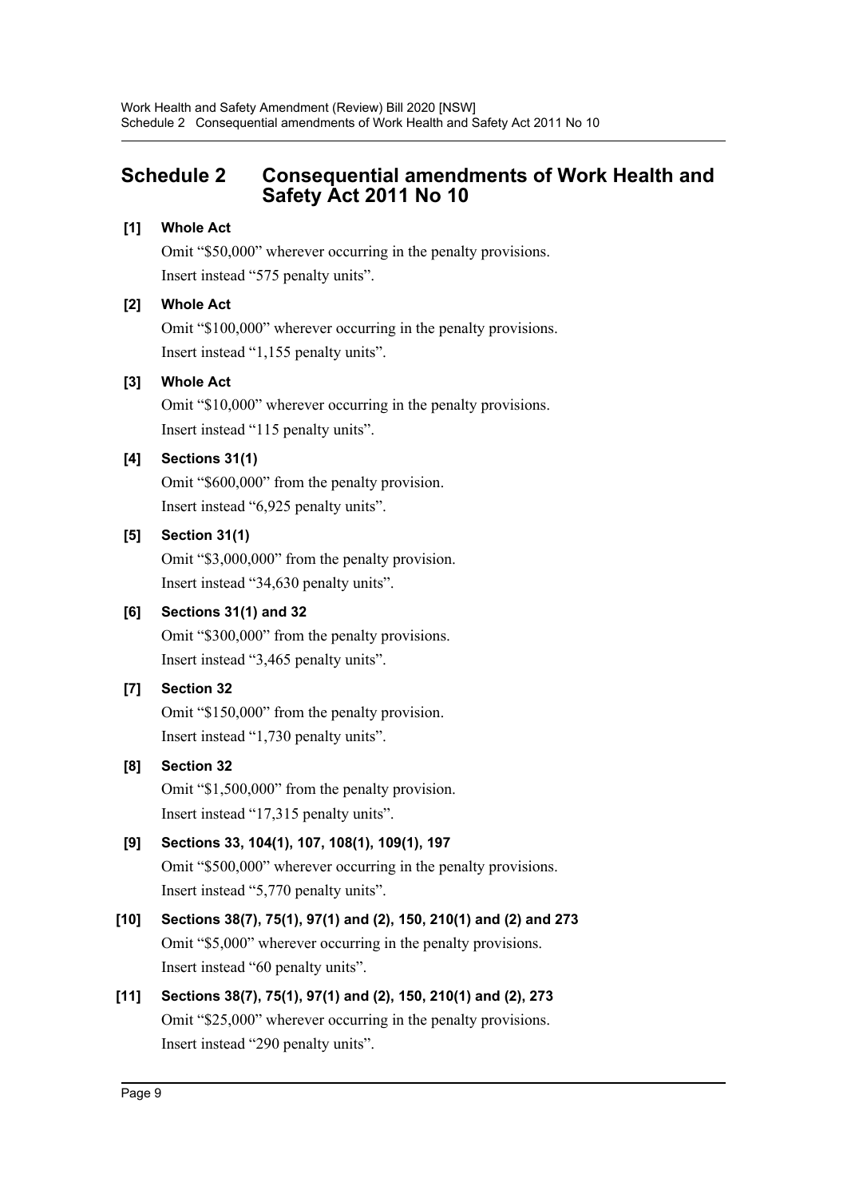## Schedule 2 Consequential amendments of Work Health and Safety Act 2011 No 10

**[1] Whole Act**

Omit "$50,000" wherever occurring in the penalty provisions.

Insert instead "575 penalty units".

**[2] Whole Act**

Omit "$100,000" wherever occurring in the penalty provisions.

Insert instead "1,155 penalty units".

**[3] Whole Act**

Omit "$10,000" wherever occurring in the penalty provisions.

Insert instead "115 penalty units".

**[4] Sections 31(1)**

Omit "$600,000" from the penalty provision.

Insert instead "6,925 penalty units".

**[5] Section 31(1)**

Omit "$3,000,000" from the penalty provision.

Insert instead "34,630 penalty units".

**[6] Sections 31(1) and 32**

Omit "$300,000" from the penalty provisions.

Insert instead "3,465 penalty units".

**[7] Section 32**

Omit "$150,000" from the penalty provision.

Insert instead "1,730 penalty units".

**[8] Section 32**

Omit "$1,500,000" from the penalty provision.

Insert instead "17,315 penalty units".

**[9] Sections 33, 104(1), 107, 108(1), 109(1), 197**

Omit "$500,000" wherever occurring in the penalty provisions.

Insert instead "5,770 penalty units".

**[10] Sections 38(7), 75(1), 97(1) and (2), 150, 210(1) and (2) and 273**

Omit "$5,000" wherever occurring in the penalty provisions.

Insert instead "60 penalty units".

**[11] Sections 38(7), 75(1), 97(1) and (2), 150, 210(1) and (2), 273**

Omit "$25,000" wherever occurring in the penalty provisions.

Insert instead "290 penalty units".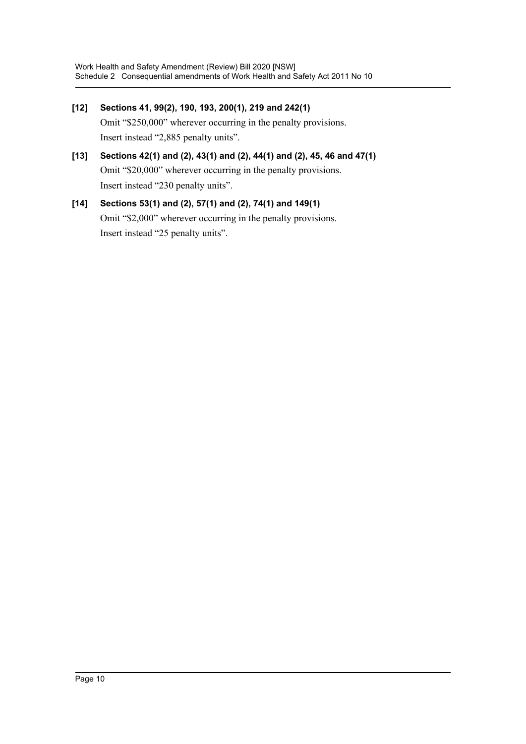**[12] Sections 41, 99(2), 190, 193, 200(1), 219 and 242(1)**

Omit "$250,000" wherever occurring in the penalty provisions.

Insert instead "2,885 penalty units".

**[13] Sections 42(1) and (2), 43(1) and (2), 44(1) and (2), 45, 46 and 47(1)**

Omit "$20,000" wherever occurring in the penalty provisions.

Insert instead "230 penalty units".

**[14] Sections 53(1) and (2), 57(1) and (2), 74(1) and 149(1)**

Omit "$2,000" wherever occurring in the penalty provisions.

Insert instead "25 penalty units".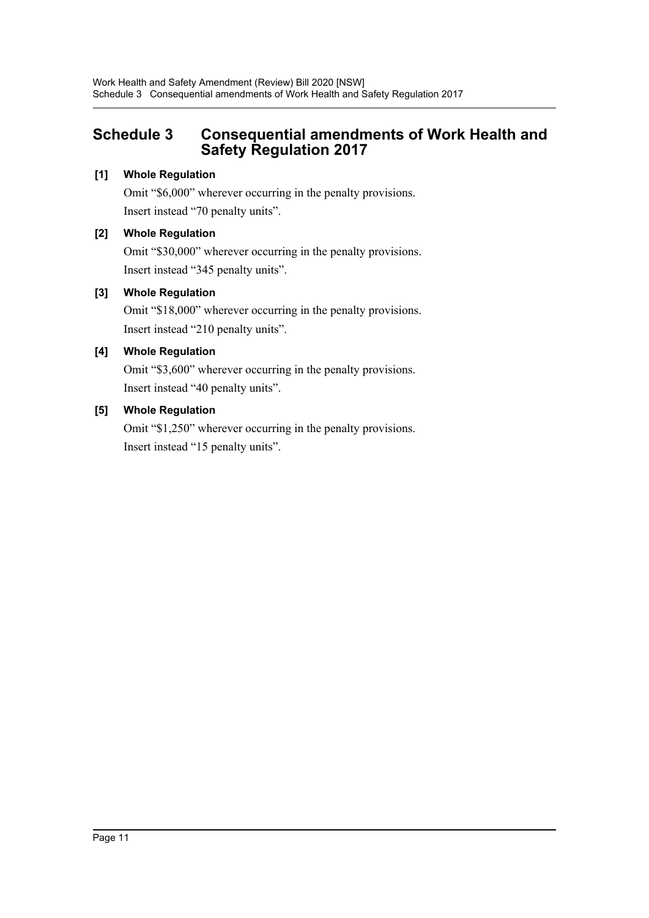# Schedule 3 Consequential amendments of Work Health and Safety Regulation 2017

**[1] Whole Regulation**

Omit "$6,000" wherever occurring in the penalty provisions.

Insert instead "70 penalty units".

**[2] Whole Regulation**

Omit "$30,000" wherever occurring in the penalty provisions.

Insert instead "345 penalty units".

**[3] Whole Regulation**

Omit "$18,000" wherever occurring in the penalty provisions.

Insert instead "210 penalty units".

**[4] Whole Regulation**

Omit "$3,600" wherever occurring in the penalty provisions.

Insert instead "40 penalty units".

**[5] Whole Regulation**

Omit "$1,250" wherever occurring in the penalty provisions.

Insert instead "15 penalty units".